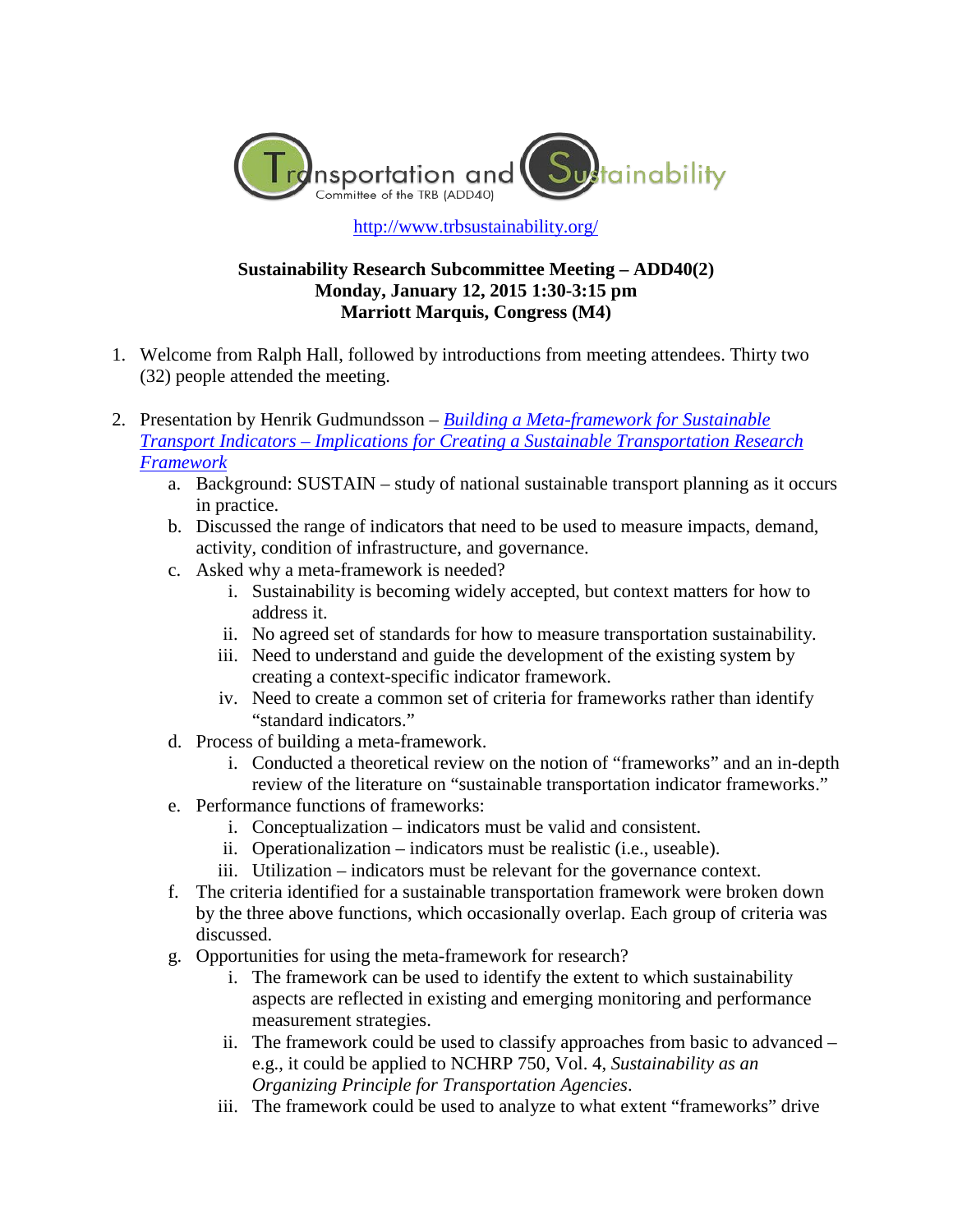Transportation and Sustainability
Committee of the TRB (ADD40)

http://www.trbsustainability.org/

**Sustainability Research Subcommittee Meeting – ADD40(2)**
**Monday, January 12, 2015 1:30-3:15 pm**
**Marriott Marquis, Congress (M4)**

1. Welcome from Ralph Hall, followed by introductions from meeting attendees. Thirty two (32) people attended the meeting.

2. Presentation by Henrik Gudmundsson – *Building a Meta-framework for Sustainable Transport Indicators – Implications for Creating a Sustainable Transportation Research Framework*
   a. Background: SUSTAIN – study of national sustainable transport planning as it occurs in practice.
   b. Discussed the range of indicators that need to be used to measure impacts, demand, activity, condition of infrastructure, and governance.
   c. Asked why a meta-framework is needed?
      i. Sustainability is becoming widely accepted, but context matters for how to address it.
      ii. No agreed set of standards for how to measure transportation sustainability.
      iii. Need to understand and guide the development of the existing system by creating a context-specific indicator framework.
      iv. Need to create a common set of criteria for frameworks rather than identify "standard indicators."
   d. Process of building a meta-framework.
      i. Conducted a theoretical review on the notion of "frameworks" and an in-depth review of the literature on "sustainable transportation indicator frameworks."
   e. Performance functions of frameworks:
      i. Conceptualization – indicators must be valid and consistent.
      ii. Operationalization – indicators must be realistic (i.e., useable).
      iii. Utilization – indicators must be relevant for the governance context.
   f. The criteria identified for a sustainable transportation framework were broken down by the three above functions, which occasionally overlap. Each group of criteria was discussed.
   g. Opportunities for using the meta-framework for research?
      i. The framework can be used to identify the extent to which sustainability aspects are reflected in existing and emerging monitoring and performance measurement strategies.
      ii. The framework could be used to classify approaches from basic to advanced – e.g., it could be applied to NCHRP 750, Vol. 4, *Sustainability as an Organizing Principle for Transportation Agencies*.
      iii. The framework could be used to analyze to what extent "frameworks" drive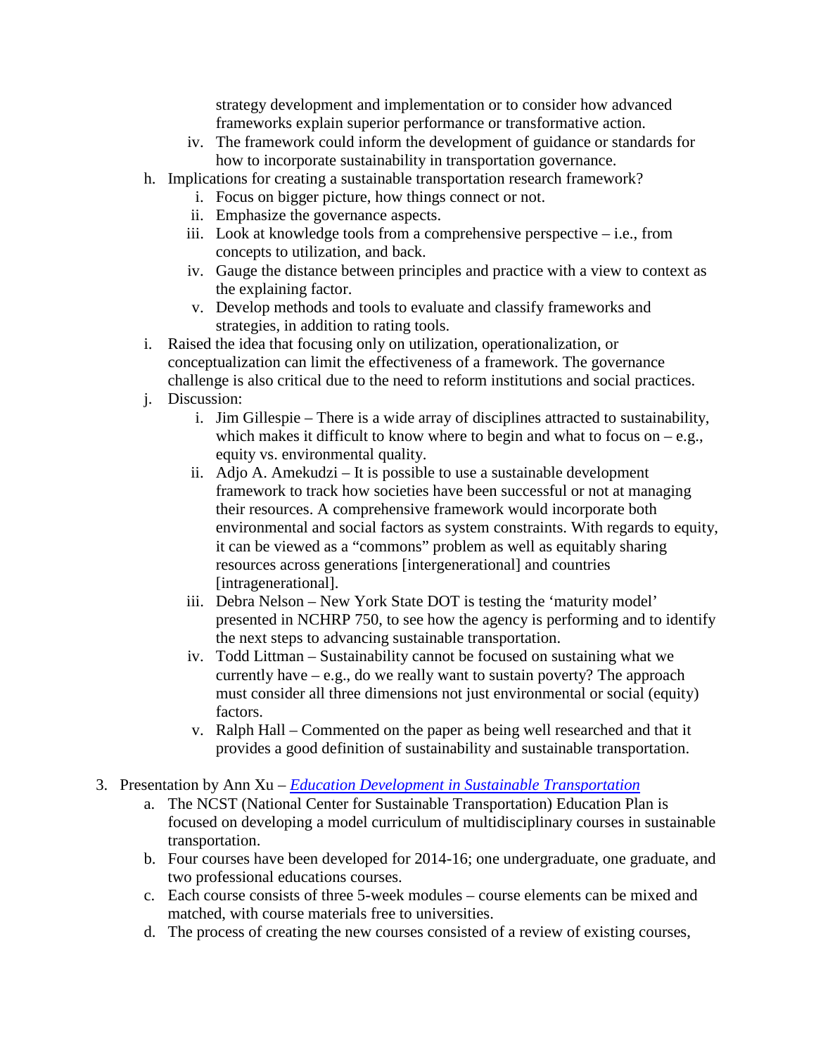strategy development and implementation or to consider how advanced frameworks explain superior performance or transformative action.

   iv. The framework could inform the development of guidance or standards for how to incorporate sustainability in transportation governance.

h. Implications for creating a sustainable transportation research framework?
   i. Focus on bigger picture, how things connect or not.
   ii. Emphasize the governance aspects.
   iii. Look at knowledge tools from a comprehensive perspective – i.e., from concepts to utilization, and back.
   iv. Gauge the distance between principles and practice with a view to context as the explaining factor.
   v. Develop methods and tools to evaluate and classify frameworks and strategies, in addition to rating tools.

i. Raised the idea that focusing only on utilization, operationalization, or conceptualization can limit the effectiveness of a framework. The governance challenge is also critical due to the need to reform institutions and social practices.

j. Discussion:
   i. Jim Gillespie – There is a wide array of disciplines attracted to sustainability, which makes it difficult to know where to begin and what to focus on – e.g., equity vs. environmental quality.
   ii. Adjo A. Amekudzi – It is possible to use a sustainable development framework to track how societies have been successful or not at managing their resources. A comprehensive framework would incorporate both environmental and social factors as system constraints. With regards to equity, it can be viewed as a "commons" problem as well as equitably sharing resources across generations [intergenerational] and countries [intragenerational].
   iii. Debra Nelson – New York State DOT is testing the 'maturity model' presented in NCHRP 750, to see how the agency is performing and to identify the next steps to advancing sustainable transportation.
   iv. Todd Littman – Sustainability cannot be focused on sustaining what we currently have – e.g., do we really want to sustain poverty? The approach must consider all three dimensions not just environmental or social (equity) factors.
   v. Ralph Hall – Commented on the paper as being well researched and that it provides a good definition of sustainability and sustainable transportation.

3. Presentation by Ann Xu – *Education Development in Sustainable Transportation*
   a. The NCST (National Center for Sustainable Transportation) Education Plan is focused on developing a model curriculum of multidisciplinary courses in sustainable transportation.
   b. Four courses have been developed for 2014-16; one undergraduate, one graduate, and two professional educations courses.
   c. Each course consists of three 5-week modules – course elements can be mixed and matched, with course materials free to universities.
   d. The process of creating the new courses consisted of a review of existing courses,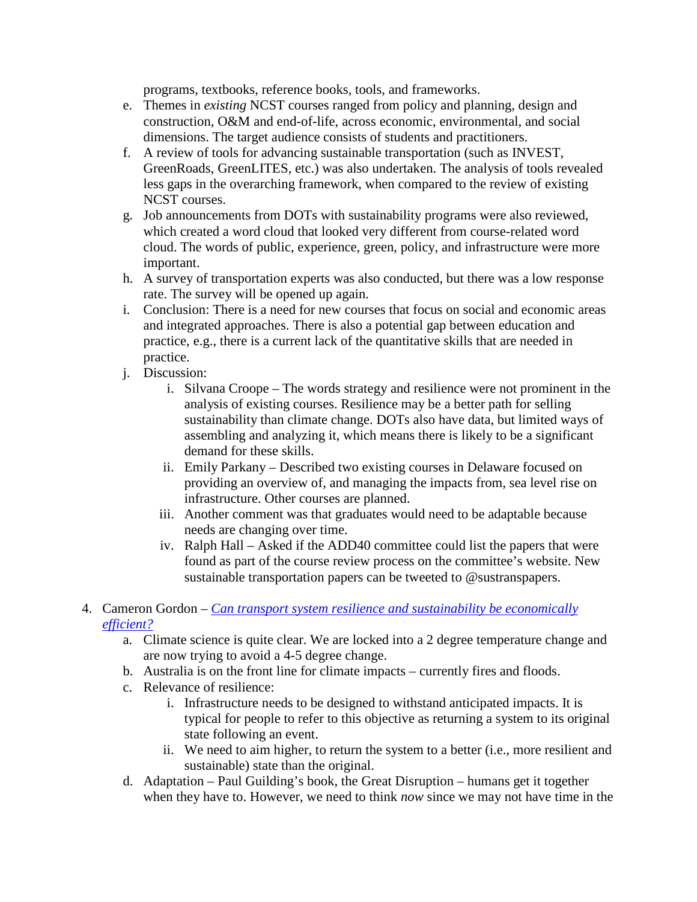programs, textbooks, reference books, tools, and frameworks.

e. Themes in *existing* NCST courses ranged from policy and planning, design and construction, O&M and end-of-life, across economic, environmental, and social dimensions. The target audience consists of students and practitioners.

f. A review of tools for advancing sustainable transportation (such as INVEST, GreenRoads, GreenLITES, etc.) was also undertaken. The analysis of tools revealed less gaps in the overarching framework, when compared to the review of existing NCST courses.

g. Job announcements from DOTs with sustainability programs were also reviewed, which created a word cloud that looked very different from course-related word cloud. The words of public, experience, green, policy, and infrastructure were more important.

h. A survey of transportation experts was also conducted, but there was a low response rate. The survey will be opened up again.

i. Conclusion: There is a need for new courses that focus on social and economic areas and integrated approaches. There is also a potential gap between education and practice, e.g., there is a current lack of the quantitative skills that are needed in practice.

j. Discussion:

   i. Silvana Croope – The words strategy and resilience were not prominent in the analysis of existing courses. Resilience may be a better path for selling sustainability than climate change. DOTs also have data, but limited ways of assembling and analyzing it, which means there is likely to be a significant demand for these skills.

   ii. Emily Parkany – Described two existing courses in Delaware focused on providing an overview of, and managing the impacts from, sea level rise on infrastructure. Other courses are planned.

   iii. Another comment was that graduates would need to be adaptable because needs are changing over time.

   iv. Ralph Hall – Asked if the ADD40 committee could list the papers that were found as part of the course review process on the committee's website. New sustainable transportation papers can be tweeted to @sustranspapers.

4. Cameron Gordon – *Can transport system resilience and sustainability be economically efficient?*

   a. Climate science is quite clear. We are locked into a 2 degree temperature change and are now trying to avoid a 4-5 degree change.

   b. Australia is on the front line for climate impacts – currently fires and floods.

   c. Relevance of resilience:

      i. Infrastructure needs to be designed to withstand anticipated impacts. It is typical for people to refer to this objective as returning a system to its original state following an event.

      ii. We need to aim higher, to return the system to a better (i.e., more resilient and sustainable) state than the original.

   d. Adaptation – Paul Guilding's book, the Great Disruption – humans get it together when they have to. However, we need to think *now* since we may not have time in the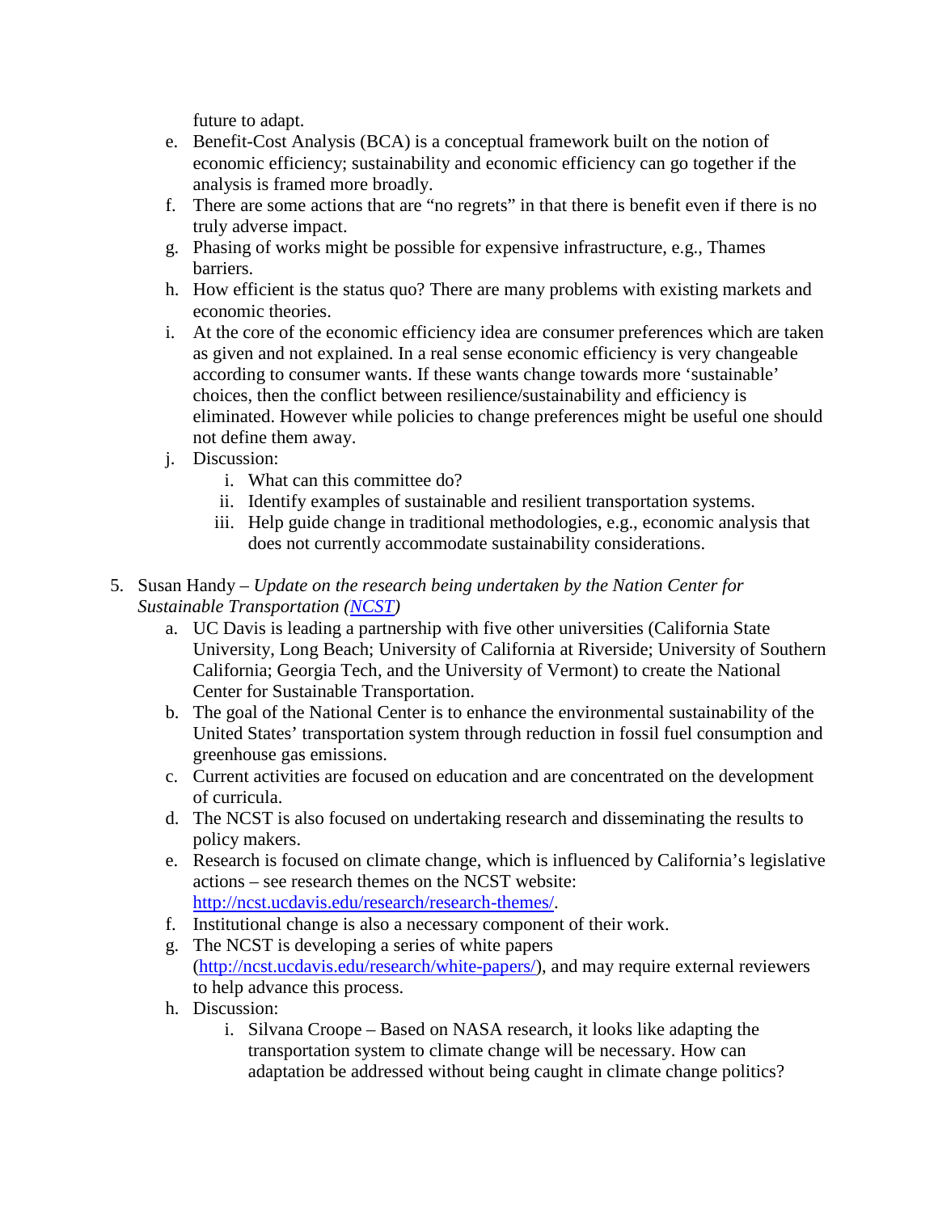future to adapt.

e. Benefit-Cost Analysis (BCA) is a conceptual framework built on the notion of economic efficiency; sustainability and economic efficiency can go together if the analysis is framed more broadly.
f. There are some actions that are "no regrets" in that there is benefit even if there is no truly adverse impact.
g. Phasing of works might be possible for expensive infrastructure, e.g., Thames barriers.
h. How efficient is the status quo? There are many problems with existing markets and economic theories.
i. At the core of the economic efficiency idea are consumer preferences which are taken as given and not explained. In a real sense economic efficiency is very changeable according to consumer wants. If these wants change towards more 'sustainable' choices, then the conflict between resilience/sustainability and efficiency is eliminated. However while policies to change preferences might be useful one should not define them away.
j. Discussion:
   i. What can this committee do?
   ii. Identify examples of sustainable and resilient transportation systems.
   iii. Help guide change in traditional methodologies, e.g., economic analysis that does not currently accommodate sustainability considerations.

5. Susan Handy – *Update on the research being undertaken by the Nation Center for Sustainable Transportation (NCST)*
   a. UC Davis is leading a partnership with five other universities (California State University, Long Beach; University of California at Riverside; University of Southern California; Georgia Tech, and the University of Vermont) to create the National Center for Sustainable Transportation.
   b. The goal of the National Center is to enhance the environmental sustainability of the United States' transportation system through reduction in fossil fuel consumption and greenhouse gas emissions.
   c. Current activities are focused on education and are concentrated on the development of curricula.
   d. The NCST is also focused on undertaking research and disseminating the results to policy makers.
   e. Research is focused on climate change, which is influenced by California's legislative actions – see research themes on the NCST website: http://ncst.ucdavis.edu/research/research-themes/.
   f. Institutional change is also a necessary component of their work.
   g. The NCST is developing a series of white papers (http://ncst.ucdavis.edu/research/white-papers/), and may require external reviewers to help advance this process.
   h. Discussion:
      i. Silvana Croope – Based on NASA research, it looks like adapting the transportation system to climate change will be necessary. How can adaptation be addressed without being caught in climate change politics?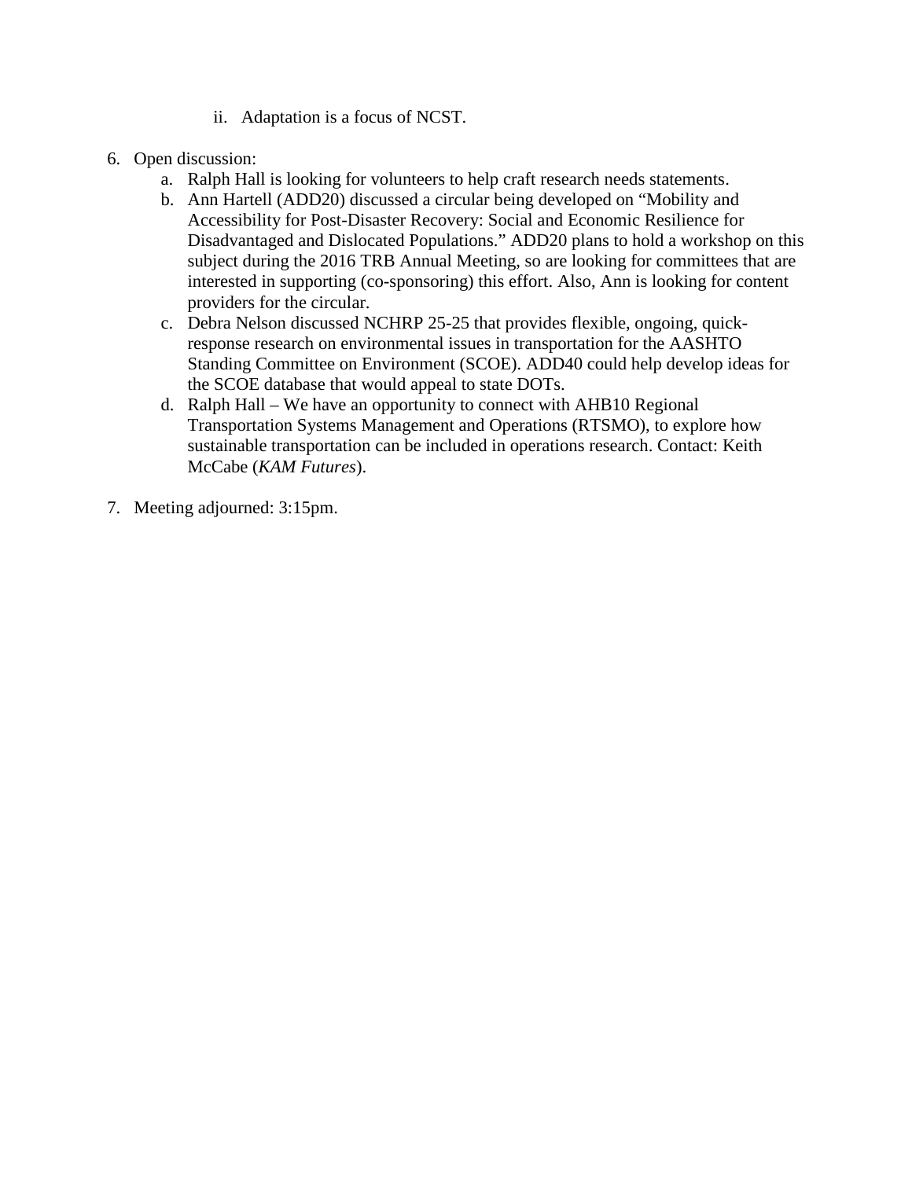ii. Adaptation is a focus of NCST.

6. Open discussion:
   a. Ralph Hall is looking for volunteers to help craft research needs statements.
   b. Ann Hartell (ADD20) discussed a circular being developed on "Mobility and Accessibility for Post-Disaster Recovery: Social and Economic Resilience for Disadvantaged and Dislocated Populations." ADD20 plans to hold a workshop on this subject during the 2016 TRB Annual Meeting, so are looking for committees that are interested in supporting (co-sponsoring) this effort. Also, Ann is looking for content providers for the circular.
   c. Debra Nelson discussed NCHRP 25-25 that provides flexible, ongoing, quick-response research on environmental issues in transportation for the AASHTO Standing Committee on Environment (SCOE). ADD40 could help develop ideas for the SCOE database that would appeal to state DOTs.
   d. Ralph Hall – We have an opportunity to connect with AHB10 Regional Transportation Systems Management and Operations (RTSMO), to explore how sustainable transportation can be included in operations research. Contact: Keith McCabe (*KAM Futures*).

7. Meeting adjourned: 3:15pm.